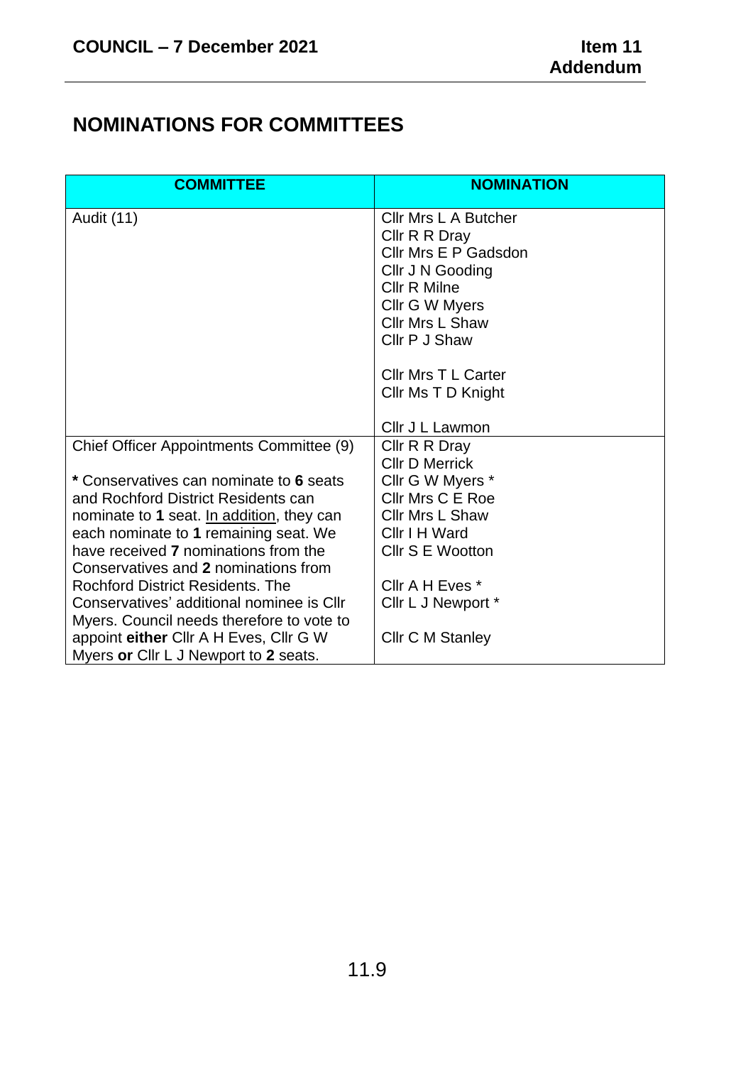**COUNCIL – 7 December 2021**

**Item 11**
**Addendum**

## NOMINATIONS FOR COMMITTEES

| COMMITTEE | NOMINATION |
|---|---|
| Audit (11) | Cllr Mrs L A Butcher<br>Cllr R R Dray<br>Cllr Mrs E P Gadsdon<br>Cllr J N Gooding<br>Cllr R Milne<br>Cllr G W Myers<br>Cllr Mrs L Shaw<br>Cllr P J Shaw<br><br>Cllr Mrs T L Carter<br>Cllr Ms T D Knight<br><br>Cllr J L Lawmon |
| Chief Officer Appointments Committee (9)<br><br>**\*** Conservatives can nominate to **6** seats and Rochford District Residents can nominate to **1** seat. <u>In addition</u>, they can each nominate to **1** remaining seat. We have received **7** nominations from the Conservatives and **2** nominations from Rochford District Residents. The Conservatives' additional nominee is Cllr Myers. Council needs therefore to vote to appoint **either** Cllr A H Eves, Cllr G W Myers **or** Cllr L J Newport to **2** seats. | Cllr R R Dray<br>Cllr D Merrick<br>Cllr G W Myers *<br>Cllr Mrs C E Roe<br>Cllr Mrs L Shaw<br>Cllr I H Ward<br>Cllr S E Wootton<br><br>Cllr A H Eves *<br>Cllr L J Newport *<br><br>Cllr C M Stanley |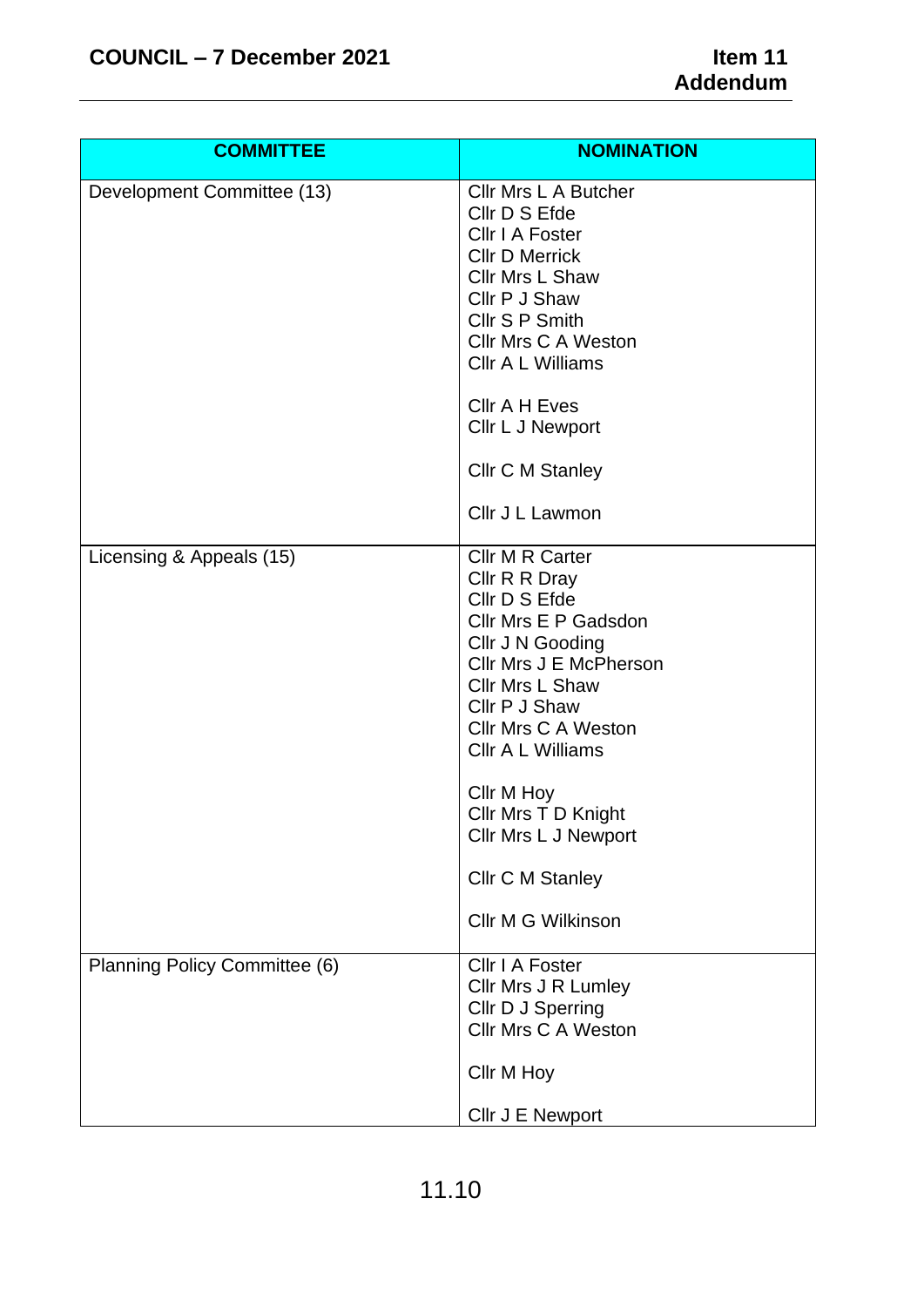| COMMITTEE | NOMINATION |
|---|---|
| Development Committee (13) | Cllr Mrs L A Butcher<br>Cllr D S Efde<br>Cllr I A Foster<br>Cllr D Merrick<br>Cllr Mrs L Shaw<br>Cllr P J Shaw<br>Cllr S P Smith<br>Cllr Mrs C A Weston<br>Cllr A L Williams<br><br>Cllr A H Eves<br>Cllr L J Newport<br><br>Cllr C M Stanley<br><br>Cllr J L Lawmon |
| Licensing & Appeals (15) | Cllr M R Carter<br>Cllr R R Dray<br>Cllr D S Efde<br>Cllr Mrs E P Gadsdon<br>Cllr J N Gooding<br>Cllr Mrs J E McPherson<br>Cllr Mrs L Shaw<br>Cllr P J Shaw<br>Cllr Mrs C A Weston<br>Cllr A L Williams<br><br>Cllr M Hoy<br>Cllr Mrs T D Knight<br>Cllr Mrs L J Newport<br><br>Cllr C M Stanley<br><br>Cllr M G Wilkinson |
| Planning Policy Committee (6) | Cllr I A Foster<br>Cllr Mrs J R Lumley<br>Cllr D J Sperring<br>Cllr Mrs C A Weston<br><br>Cllr M Hoy<br><br>Cllr J E Newport |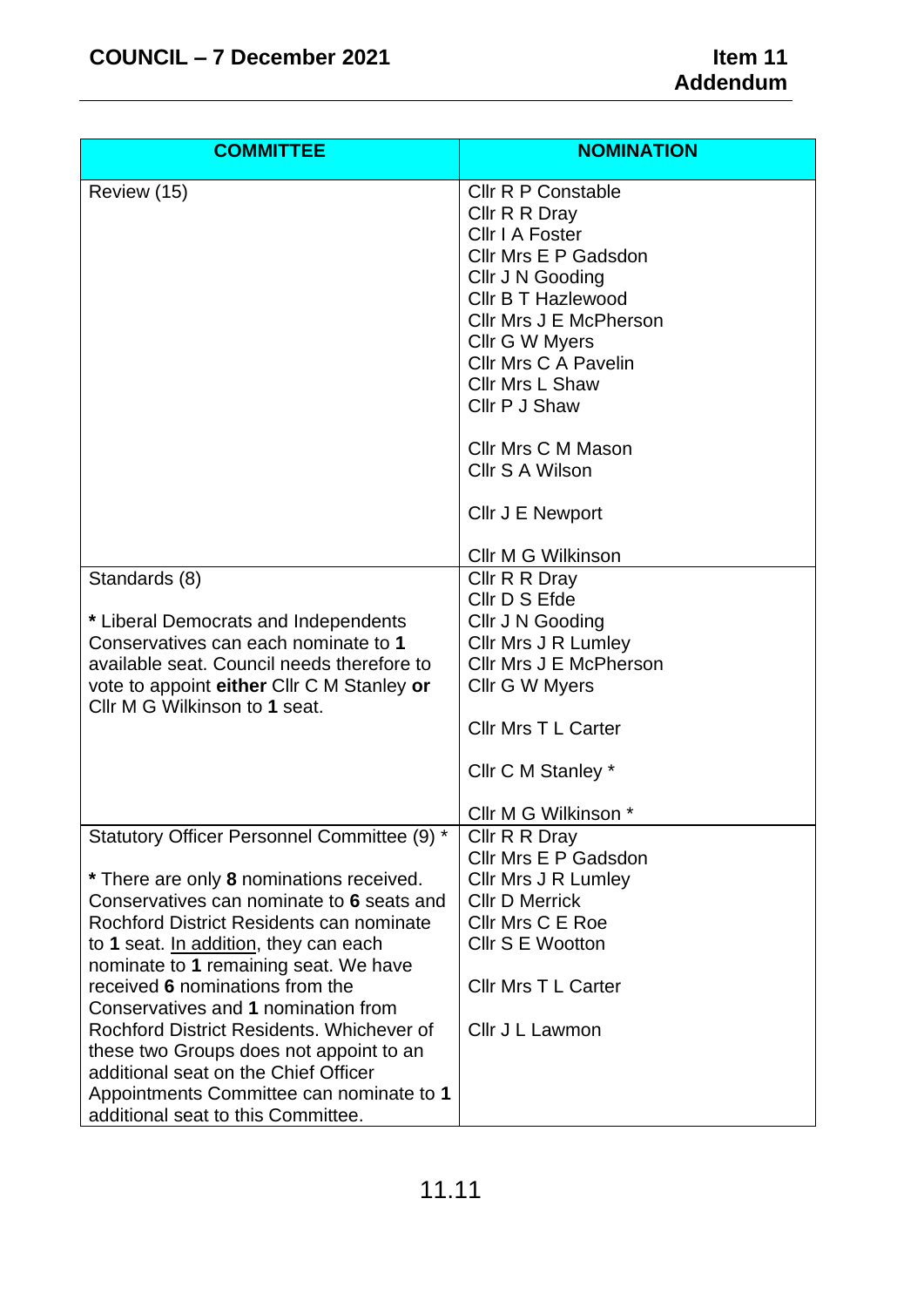| COMMITTEE | NOMINATION |
|---|---|
| Review (15) | Cllr R P Constable<br>Cllr R R Dray<br>Cllr I A Foster<br>Cllr Mrs E P Gadsdon<br>Cllr J N Gooding<br>Cllr B T Hazlewood<br>Cllr Mrs J E McPherson<br>Cllr G W Myers<br>Cllr Mrs C A Pavelin<br>Cllr Mrs L Shaw<br>Cllr P J Shaw<br><br>Cllr Mrs C M Mason<br>Cllr S A Wilson<br><br>Cllr J E Newport<br><br>Cllr M G Wilkinson |
| Standards (8)<br><br>* Liberal Democrats and Independents Conservatives can each nominate to **1** available seat. Council needs therefore to vote to appoint **either** Cllr C M Stanley **or** Cllr M G Wilkinson to **1** seat. | Cllr R R Dray<br>Cllr D S Efde<br>Cllr J N Gooding<br>Cllr Mrs J R Lumley<br>Cllr Mrs J E McPherson<br>Cllr G W Myers<br><br>Cllr Mrs T L Carter<br><br>Cllr C M Stanley *<br><br>Cllr M G Wilkinson * |
| Statutory Officer Personnel Committee (9) *<br><br>* There are only **8** nominations received. Conservatives can nominate to **6** seats and Rochford District Residents can nominate to **1** seat. In addition, they can each nominate to **1** remaining seat. We have received **6** nominations from the Conservatives and **1** nomination from Rochford District Residents. Whichever of these two Groups does not appoint to an additional seat on the Chief Officer Appointments Committee can nominate to **1** additional seat to this Committee. | Cllr R R Dray<br>Cllr Mrs E P Gadsdon<br>Cllr Mrs J R Lumley<br>Cllr D Merrick<br>Cllr Mrs C E Roe<br>Cllr S E Wootton<br><br>Cllr Mrs T L Carter<br><br>Cllr J L Lawmon |